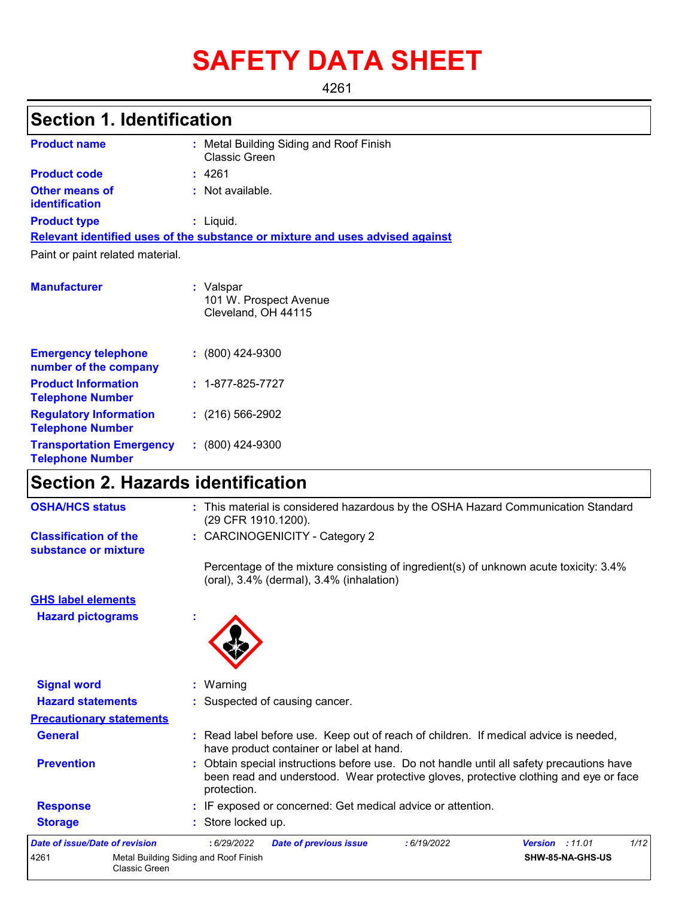# SAFETY DATA SHEET

4261

## Section 1. Identification

**Product name** : Metal Building Siding and Roof Finish Classic Green

**Product code** : 4261

**Other means of identification** : Not available.

**Product type** : Liquid.

**Relevant identified uses of the substance or mixture and uses advised against**

Paint or paint related material.

**Manufacturer** : Valspar
101 W. Prospect Avenue
Cleveland, OH 44115

**Emergency telephone number of the company** : (800) 424-9300

**Product Information Telephone Number** : 1-877-825-7727

**Regulatory Information Telephone Number** : (216) 566-2902

**Transportation Emergency Telephone Number** : (800) 424-9300

## Section 2. Hazards identification

**OSHA/HCS status** : This material is considered hazardous by the OSHA Hazard Communication Standard (29 CFR 1910.1200).

**Classification of the substance or mixture** : CARCINOGENICITY - Category 2

Percentage of the mixture consisting of ingredient(s) of unknown acute toxicity: 3.4% (oral), 3.4% (dermal), 3.4% (inhalation)

**GHS label elements**

**Hazard pictograms** :

**Signal word** : Warning

**Hazard statements** : Suspected of causing cancer.

**Precautionary statements**

**General** : Read label before use. Keep out of reach of children. If medical advice is needed, have product container or label at hand.

**Prevention** : Obtain special instructions before use. Do not handle until all safety precautions have been read and understood. Wear protective gloves, protective clothing and eye or face protection.

**Response** : IF exposed or concerned: Get medical advice or attention.

**Storage** : Store locked up.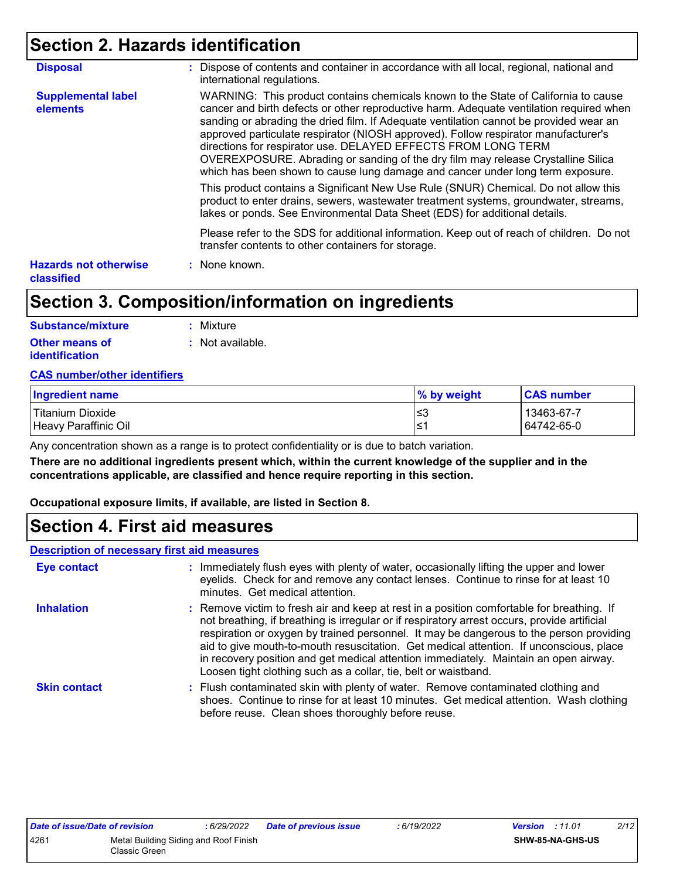## Section 2. Hazards identification

**Disposal** : Dispose of contents and container in accordance with all local, regional, national and international regulations.

**Supplemental label elements** WARNING: This product contains chemicals known to the State of California to cause cancer and birth defects or other reproductive harm. Adequate ventilation required when sanding or abrading the dried film. If Adequate ventilation cannot be provided wear an approved particulate respirator (NIOSH approved). Follow respirator manufacturer's directions for respirator use. DELAYED EFFECTS FROM LONG TERM OVEREXPOSURE. Abrading or sanding of the dry film may release Crystalline Silica which has been shown to cause lung damage and cancer under long term exposure.

This product contains a Significant New Use Rule (SNUR) Chemical. Do not allow this product to enter drains, sewers, wastewater treatment systems, groundwater, streams, lakes or ponds. See Environmental Data Sheet (EDS) for additional details.

Please refer to the SDS for additional information. Keep out of reach of children. Do not transfer contents to other containers for storage.

**Hazards not otherwise classified** : None known.

## Section 3. Composition/information on ingredients

**Substance/mixture** : Mixture

**Other means of identification** : Not available.

**CAS number/other identifiers**

| Ingredient name | % by weight | CAS number |
|---|---|---|
| Titanium Dioxide | ≤3 | 13463-67-7 |
| Heavy Paraffinic Oil | ≤1 | 64742-65-0 |

Any concentration shown as a range is to protect confidentiality or is due to batch variation.

**There are no additional ingredients present which, within the current knowledge of the supplier and in the concentrations applicable, are classified and hence require reporting in this section.**

**Occupational exposure limits, if available, are listed in Section 8.**

## Section 4. First aid measures

**Description of necessary first aid measures**

**Eye contact** : Immediately flush eyes with plenty of water, occasionally lifting the upper and lower eyelids. Check for and remove any contact lenses. Continue to rinse for at least 10 minutes. Get medical attention.

**Inhalation** : Remove victim to fresh air and keep at rest in a position comfortable for breathing. If not breathing, if breathing is irregular or if respiratory arrest occurs, provide artificial respiration or oxygen by trained personnel. It may be dangerous to the person providing aid to give mouth-to-mouth resuscitation. Get medical attention. If unconscious, place in recovery position and get medical attention immediately. Maintain an open airway. Loosen tight clothing such as a collar, tie, belt or waistband.

**Skin contact** : Flush contaminated skin with plenty of water. Remove contaminated clothing and shoes. Continue to rinse for at least 10 minutes. Get medical attention. Wash clothing before reuse. Clean shoes thoroughly before reuse.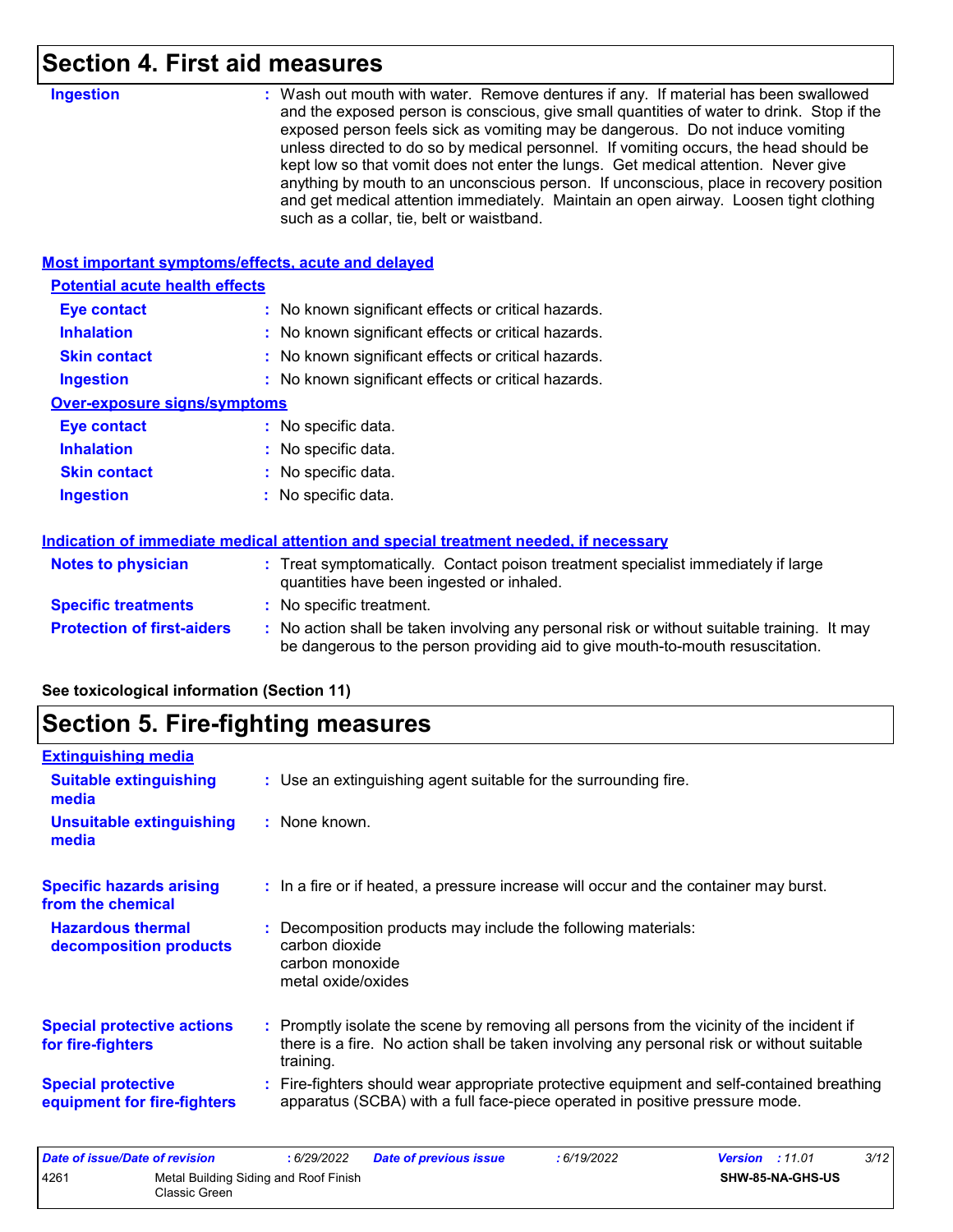## Section 4. First aid measures

**Ingestion** : Wash out mouth with water. Remove dentures if any. If material has been swallowed and the exposed person is conscious, give small quantities of water to drink. Stop if the exposed person feels sick as vomiting may be dangerous. Do not induce vomiting unless directed to do so by medical personnel. If vomiting occurs, the head should be kept low so that vomit does not enter the lungs. Get medical attention. Never give anything by mouth to an unconscious person. If unconscious, place in recovery position and get medical attention immediately. Maintain an open airway. Loosen tight clothing such as a collar, tie, belt or waistband.

### Most important symptoms/effects, acute and delayed

**Potential acute health effects**

**Eye contact** : No known significant effects or critical hazards.

**Inhalation** : No known significant effects or critical hazards.

**Skin contact** : No known significant effects or critical hazards.

**Ingestion** : No known significant effects or critical hazards.

**Over-exposure signs/symptoms**

**Eye contact** : No specific data.

**Inhalation** : No specific data.

**Skin contact** : No specific data.

**Ingestion** : No specific data.

### Indication of immediate medical attention and special treatment needed, if necessary

**Notes to physician** : Treat symptomatically. Contact poison treatment specialist immediately if large quantities have been ingested or inhaled.

**Specific treatments** : No specific treatment.

**Protection of first-aiders** : No action shall be taken involving any personal risk or without suitable training. It may be dangerous to the person providing aid to give mouth-to-mouth resuscitation.

**See toxicological information (Section 11)**

## Section 5. Fire-fighting measures

### Extinguishing media

**Suitable extinguishing media** : Use an extinguishing agent suitable for the surrounding fire.

**Unsuitable extinguishing media** : None known.

**Specific hazards arising from the chemical** : In a fire or if heated, a pressure increase will occur and the container may burst.

**Hazardous thermal decomposition products** : Decomposition products may include the following materials:
carbon dioxide
carbon monoxide
metal oxide/oxides

**Special protective actions for fire-fighters** : Promptly isolate the scene by removing all persons from the vicinity of the incident if there is a fire. No action shall be taken involving any personal risk or without suitable training.

**Special protective equipment for fire-fighters** : Fire-fighters should wear appropriate protective equipment and self-contained breathing apparatus (SCBA) with a full face-piece operated in positive pressure mode.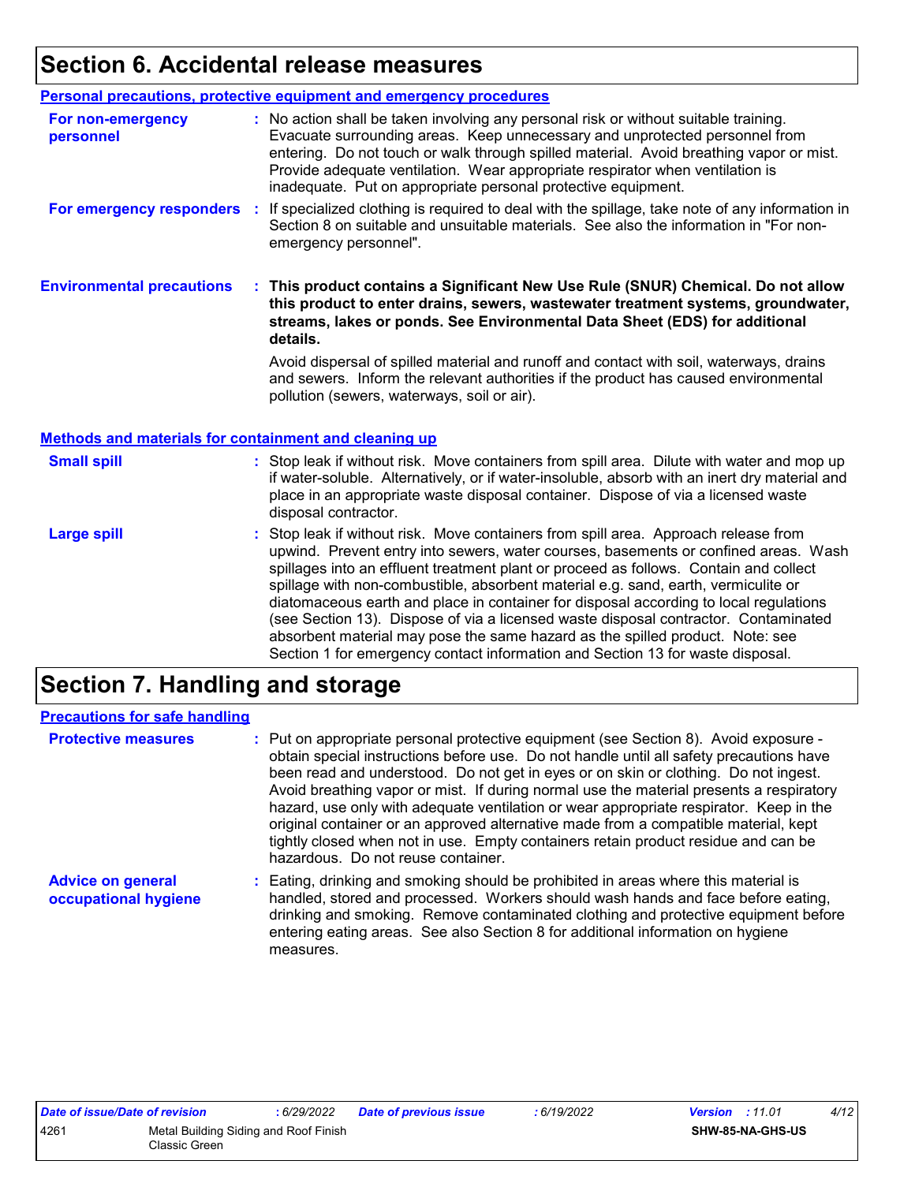# Section 6. Accidental release measures

## Personal precautions, protective equipment and emergency procedures

**For non-emergency personnel** : No action shall be taken involving any personal risk or without suitable training. Evacuate surrounding areas. Keep unnecessary and unprotected personnel from entering. Do not touch or walk through spilled material. Avoid breathing vapor or mist. Provide adequate ventilation. Wear appropriate respirator when ventilation is inadequate. Put on appropriate personal protective equipment.

**For emergency responders** : If specialized clothing is required to deal with the spillage, take note of any information in Section 8 on suitable and unsuitable materials. See also the information in "For non-emergency personnel".

**Environmental precautions** : **This product contains a Significant New Use Rule (SNUR) Chemical. Do not allow this product to enter drains, sewers, wastewater treatment systems, groundwater, streams, lakes or ponds. See Environmental Data Sheet (EDS) for additional details.**

Avoid dispersal of spilled material and runoff and contact with soil, waterways, drains and sewers. Inform the relevant authorities if the product has caused environmental pollution (sewers, waterways, soil or air).

## Methods and materials for containment and cleaning up

**Small spill** : Stop leak if without risk. Move containers from spill area. Dilute with water and mop up if water-soluble. Alternatively, or if water-insoluble, absorb with an inert dry material and place in an appropriate waste disposal container. Dispose of via a licensed waste disposal contractor.

**Large spill** : Stop leak if without risk. Move containers from spill area. Approach release from upwind. Prevent entry into sewers, water courses, basements or confined areas. Wash spillages into an effluent treatment plant or proceed as follows. Contain and collect spillage with non-combustible, absorbent material e.g. sand, earth, vermiculite or diatomaceous earth and place in container for disposal according to local regulations (see Section 13). Dispose of via a licensed waste disposal contractor. Contaminated absorbent material may pose the same hazard as the spilled product. Note: see Section 1 for emergency contact information and Section 13 for waste disposal.

# Section 7. Handling and storage

## Precautions for safe handling

**Protective measures** : Put on appropriate personal protective equipment (see Section 8). Avoid exposure - obtain special instructions before use. Do not handle until all safety precautions have been read and understood. Do not get in eyes or on skin or clothing. Do not ingest. Avoid breathing vapor or mist. If during normal use the material presents a respiratory hazard, use only with adequate ventilation or wear appropriate respirator. Keep in the original container or an approved alternative made from a compatible material, kept tightly closed when not in use. Empty containers retain product residue and can be hazardous. Do not reuse container.

**Advice on general occupational hygiene** : Eating, drinking and smoking should be prohibited in areas where this material is handled, stored and processed. Workers should wash hands and face before eating, drinking and smoking. Remove contaminated clothing and protective equipment before entering eating areas. See also Section 8 for additional information on hygiene measures.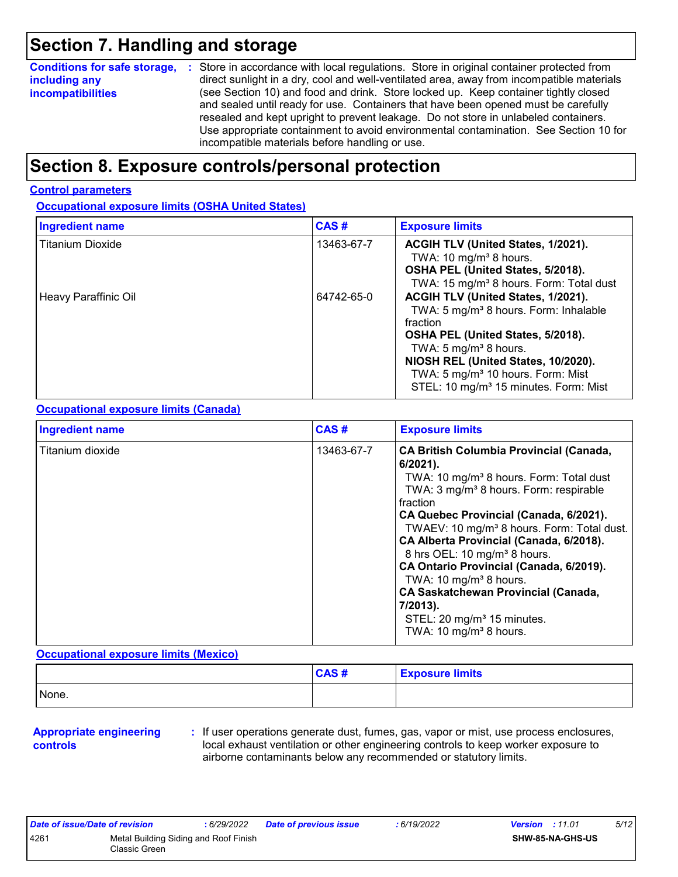# Section 7. Handling and storage

**Conditions for safe storage, including any incompatibilities** : Store in accordance with local regulations. Store in original container protected from direct sunlight in a dry, cool and well-ventilated area, away from incompatible materials (see Section 10) and food and drink. Store locked up. Keep container tightly closed and sealed until ready for use. Containers that have been opened must be carefully resealed and kept upright to prevent leakage. Do not store in unlabeled containers. Use appropriate containment to avoid environmental contamination. See Section 10 for incompatible materials before handling or use.

# Section 8. Exposure controls/personal protection

## Control parameters

### Occupational exposure limits (OSHA United States)

| Ingredient name | CAS # | Exposure limits |
|---|---|---|
| Titanium Dioxide | 13463-67-7 | **ACGIH TLV (United States, 1/2021).**<br>TWA: 10 mg/m³ 8 hours.<br>**OSHA PEL (United States, 5/2018).**<br>TWA: 15 mg/m³ 8 hours. Form: Total dust |
| Heavy Paraffinic Oil | 64742-65-0 | **ACGIH TLV (United States, 1/2021).**<br>TWA: 5 mg/m³ 8 hours. Form: Inhalable fraction<br>**OSHA PEL (United States, 5/2018).**<br>TWA: 5 mg/m³ 8 hours.<br>**NIOSH REL (United States, 10/2020).**<br>TWA: 5 mg/m³ 10 hours. Form: Mist<br>STEL: 10 mg/m³ 15 minutes. Form: Mist |

### Occupational exposure limits (Canada)

| Ingredient name | CAS # | Exposure limits |
|---|---|---|
| Titanium dioxide | 13463-67-7 | **CA British Columbia Provincial (Canada, 6/2021).**<br>TWA: 10 mg/m³ 8 hours. Form: Total dust<br>TWA: 3 mg/m³ 8 hours. Form: respirable fraction<br>**CA Quebec Provincial (Canada, 6/2021).**<br>TWAEV: 10 mg/m³ 8 hours. Form: Total dust.<br>**CA Alberta Provincial (Canada, 6/2018).**<br>8 hrs OEL: 10 mg/m³ 8 hours.<br>**CA Ontario Provincial (Canada, 6/2019).**<br>TWA: 10 mg/m³ 8 hours.<br>**CA Saskatchewan Provincial (Canada, 7/2013).**<br>STEL: 20 mg/m³ 15 minutes.<br>TWA: 10 mg/m³ 8 hours. |

### Occupational exposure limits (Mexico)

| | CAS # | Exposure limits |
|---|---|---|
| None. | | |

**Appropriate engineering controls** : If user operations generate dust, fumes, gas, vapor or mist, use process enclosures, local exhaust ventilation or other engineering controls to keep worker exposure to airborne contaminants below any recommended or statutory limits.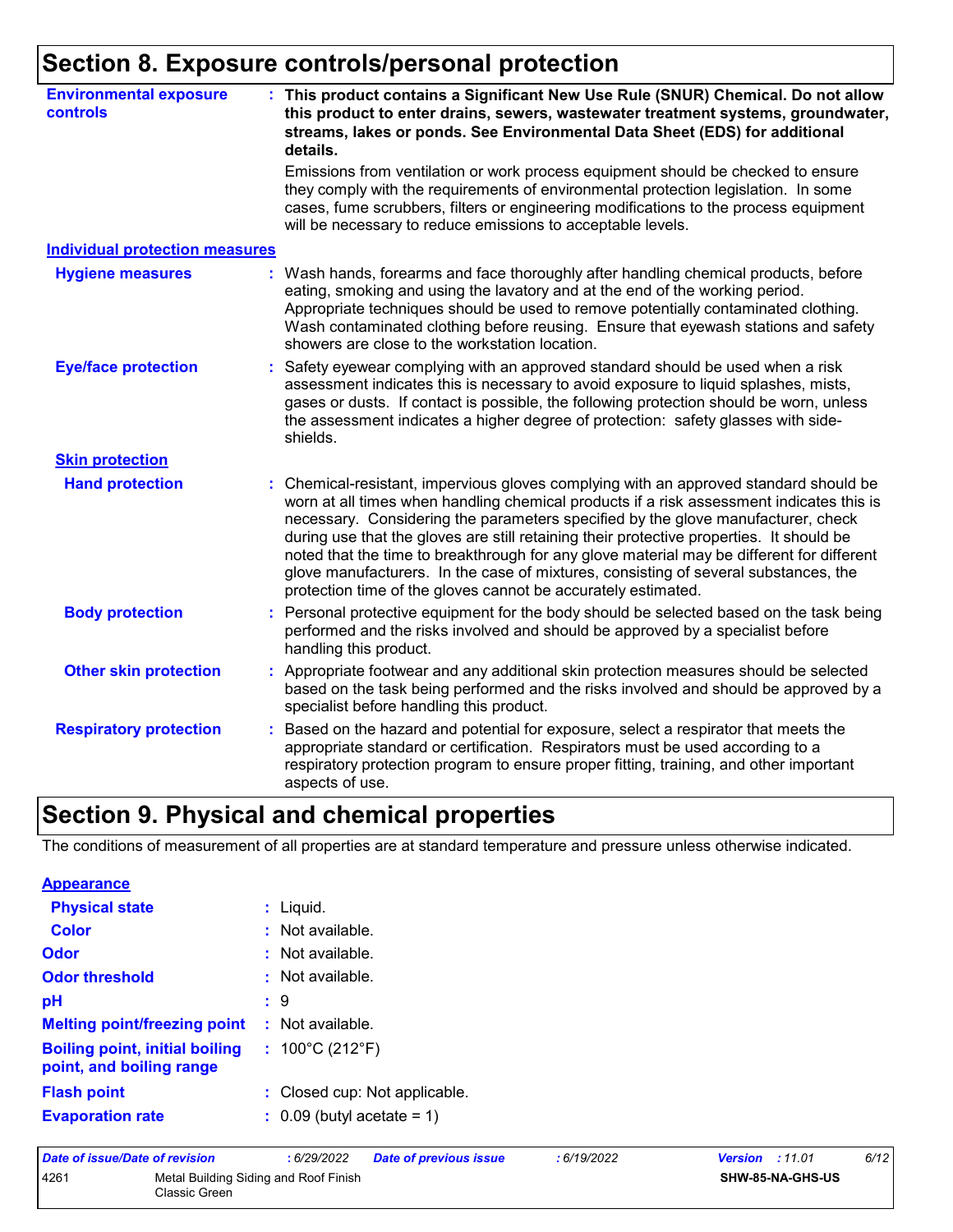## Section 8. Exposure controls/personal protection

**Environmental exposure controls** : **This product contains a Significant New Use Rule (SNUR) Chemical. Do not allow this product to enter drains, sewers, wastewater treatment systems, groundwater, streams, lakes or ponds. See Environmental Data Sheet (EDS) for additional details.**

Emissions from ventilation or work process equipment should be checked to ensure they comply with the requirements of environmental protection legislation. In some cases, fume scrubbers, filters or engineering modifications to the process equipment will be necessary to reduce emissions to acceptable levels.

### Individual protection measures

**Hygiene measures** : Wash hands, forearms and face thoroughly after handling chemical products, before eating, smoking and using the lavatory and at the end of the working period. Appropriate techniques should be used to remove potentially contaminated clothing. Wash contaminated clothing before reusing. Ensure that eyewash stations and safety showers are close to the workstation location.

**Eye/face protection** : Safety eyewear complying with an approved standard should be used when a risk assessment indicates this is necessary to avoid exposure to liquid splashes, mists, gases or dusts. If contact is possible, the following protection should be worn, unless the assessment indicates a higher degree of protection: safety glasses with side-shields.

#### Skin protection

**Hand protection** : Chemical-resistant, impervious gloves complying with an approved standard should be worn at all times when handling chemical products if a risk assessment indicates this is necessary. Considering the parameters specified by the glove manufacturer, check during use that the gloves are still retaining their protective properties. It should be noted that the time to breakthrough for any glove material may be different for different glove manufacturers. In the case of mixtures, consisting of several substances, the protection time of the gloves cannot be accurately estimated.

**Body protection** : Personal protective equipment for the body should be selected based on the task being performed and the risks involved and should be approved by a specialist before handling this product.

**Other skin protection** : Appropriate footwear and any additional skin protection measures should be selected based on the task being performed and the risks involved and should be approved by a specialist before handling this product.

**Respiratory protection** : Based on the hazard and potential for exposure, select a respirator that meets the appropriate standard or certification. Respirators must be used according to a respiratory protection program to ensure proper fitting, training, and other important aspects of use.

## Section 9. Physical and chemical properties

The conditions of measurement of all properties are at standard temperature and pressure unless otherwise indicated.

### Appearance

**Physical state** : Liquid.

**Color** : Not available.

**Odor** : Not available.

**Odor threshold** : Not available.

**pH** : 9

**Melting point/freezing point** : Not available.

**Boiling point, initial boiling point, and boiling range** : 100°C (212°F)

**Flash point** : Closed cup: Not applicable.

**Evaporation rate** : 0.09 (butyl acetate = 1)

| Date of issue/Date of revision | : 6/29/2022 | Date of previous issue | : 6/19/2022 | Version | : 11.01 |
|---|---|---|---|---|---|
| 4261 | Metal Building Siding and Roof Finish Classic Green | | | SHW-85-NA-GHS-US | |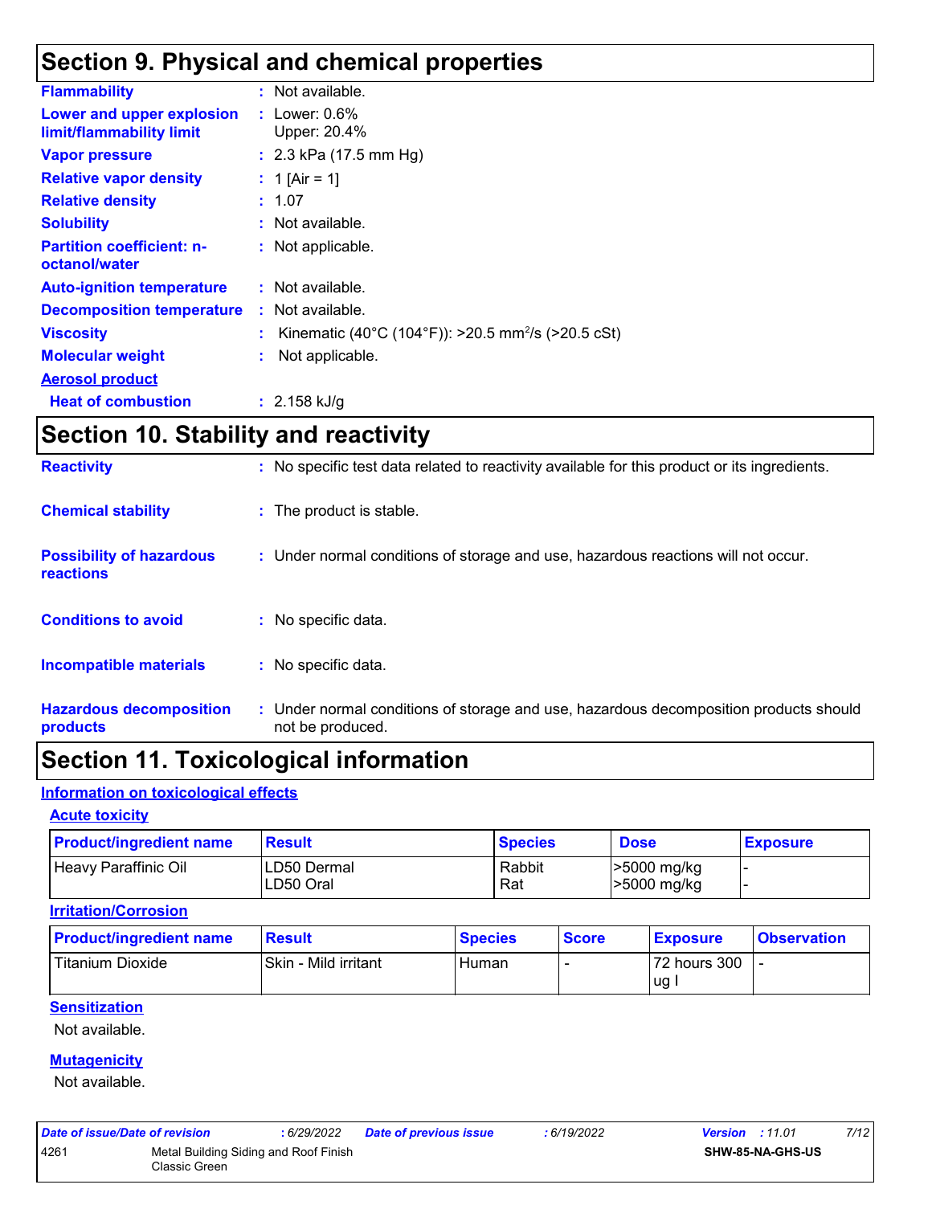# Section 9. Physical and chemical properties

| | | |
|---|---|---|
| **Flammability** | : | Not available. |
| **Lower and upper explosion limit/flammability limit** | : | Lower: 0.6%<br>Upper: 20.4% |
| **Vapor pressure** | : | 2.3 kPa (17.5 mm Hg) |
| **Relative vapor density** | : | 1 [Air = 1] |
| **Relative density** | : | 1.07 |
| **Solubility** | : | Not available. |
| **Partition coefficient: n-octanol/water** | : | Not applicable. |
| **Auto-ignition temperature** | : | Not available. |
| **Decomposition temperature** | : | Not available. |
| **Viscosity** | : | Kinematic (40°C (104°F)): >20.5 $mm^2/s$ (>20.5 cSt) |
| **Molecular weight** | : | Not applicable. |

**Aerosol product**

| | | |
|---|---|---|
| **Heat of combustion** | : | 2.158 kJ/g |

# Section 10. Stability and reactivity

| | | |
|---|---|---|
| **Reactivity** | : | No specific test data related to reactivity available for this product or its ingredients. |
| **Chemical stability** | : | The product is stable. |
| **Possibility of hazardous reactions** | : | Under normal conditions of storage and use, hazardous reactions will not occur. |
| **Conditions to avoid** | : | No specific data. |
| **Incompatible materials** | : | No specific data. |
| **Hazardous decomposition products** | : | Under normal conditions of storage and use, hazardous decomposition products should not be produced. |

# Section 11. Toxicological information

## Information on toxicological effects

### Acute toxicity

| Product/ingredient name | Result | Species | Dose | Exposure |
|---|---|---|---|---|
| Heavy Paraffinic Oil | LD50 Dermal<br>LD50 Oral | Rabbit<br>Rat | >5000 mg/kg<br>>5000 mg/kg | -<br>- |

### Irritation/Corrosion

| Product/ingredient name | Result | Species | Score | Exposure | Observation |
|---|---|---|---|---|---|
| Titanium Dioxide | Skin - Mild irritant | Human | - | 72 hours 300 ug I | - |

### Sensitization

Not available.

### Mutagenicity

Not available.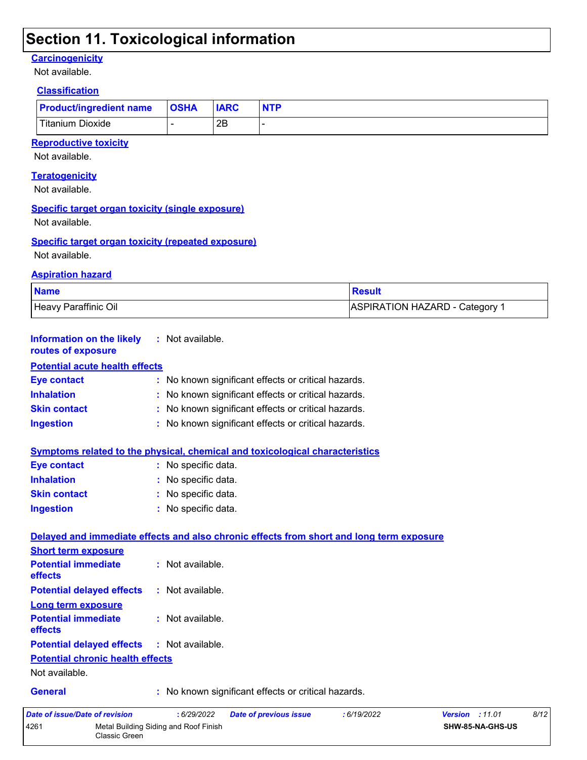## Section 11. Toxicological information

### Carcinogenicity

Not available.

#### Classification

| Product/ingredient name | OSHA | IARC | NTP |
|---|---|---|---|
| Titanium Dioxide | - | 2B | - |

### Reproductive toxicity

Not available.

### Teratogenicity

Not available.

### Specific target organ toxicity (single exposure)

Not available.

### Specific target organ toxicity (repeated exposure)

Not available.

### Aspiration hazard

| Name | Result |
|---|---|
| Heavy Paraffinic Oil | ASPIRATION HAZARD - Category 1 |

**Information on the likely routes of exposure** : Not available.

### Potential acute health effects

**Eye contact** : No known significant effects or critical hazards.

**Inhalation** : No known significant effects or critical hazards.

**Skin contact** : No known significant effects or critical hazards.

**Ingestion** : No known significant effects or critical hazards.

### Symptoms related to the physical, chemical and toxicological characteristics

**Eye contact** : No specific data.

**Inhalation** : No specific data.

**Skin contact** : No specific data.

**Ingestion** : No specific data.

### Delayed and immediate effects and also chronic effects from short and long term exposure

#### Short term exposure

**Potential immediate effects** : Not available.

**Potential delayed effects** : Not available.

#### Long term exposure

**Potential immediate effects** : Not available.

**Potential delayed effects** : Not available.

#### Potential chronic health effects

Not available.

**General** : No known significant effects or critical hazards.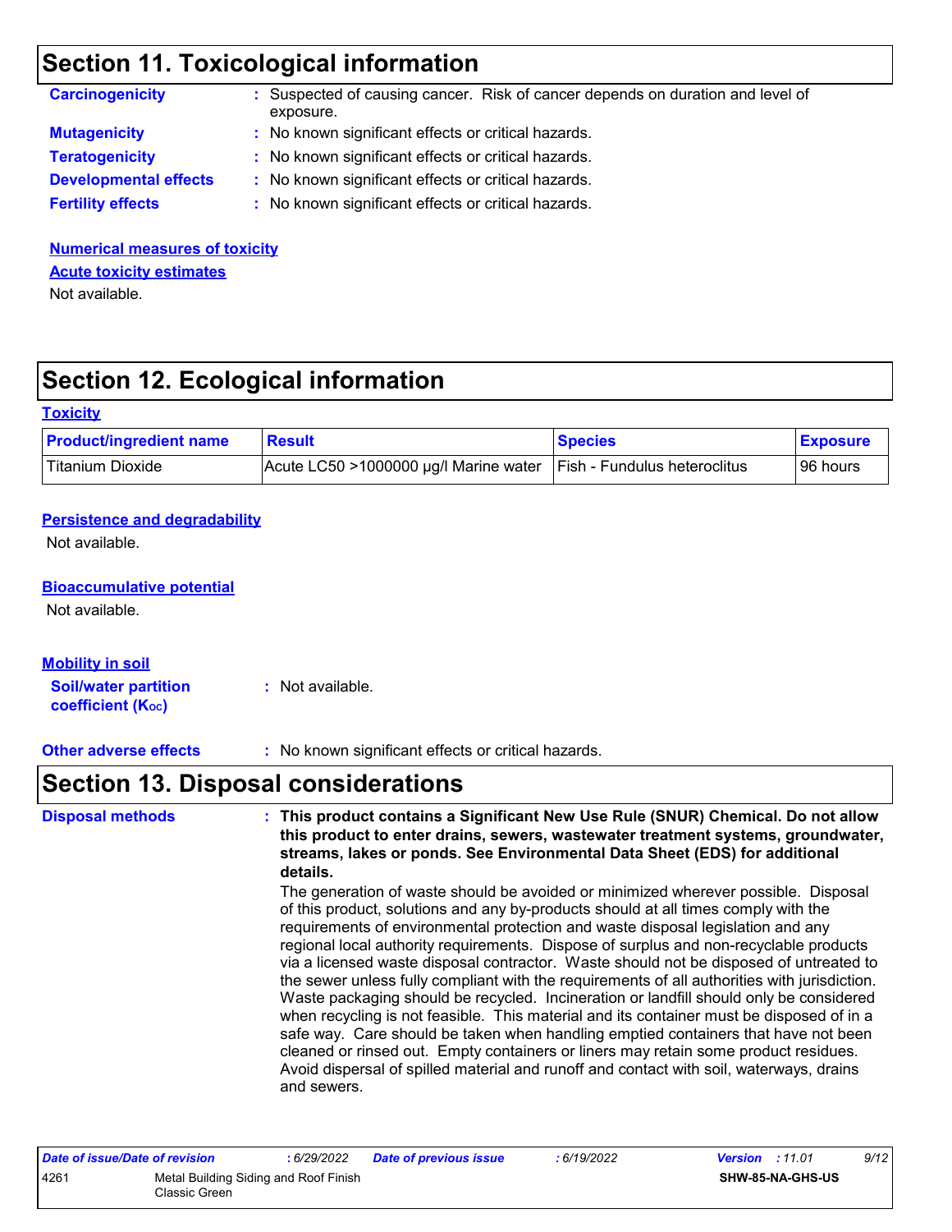## Section 11. Toxicological information

**Carcinogenicity** : Suspected of causing cancer. Risk of cancer depends on duration and level of exposure.

**Mutagenicity** : No known significant effects or critical hazards.

**Teratogenicity** : No known significant effects or critical hazards.

**Developmental effects** : No known significant effects or critical hazards.

**Fertility effects** : No known significant effects or critical hazards.

**Numerical measures of toxicity**

**Acute toxicity estimates**

Not available.

## Section 12. Ecological information

**Toxicity**

| Product/ingredient name | Result | Species | Exposure |
|---|---|---|---|
| Titanium Dioxide | Acute LC50 >1000000 µg/l Marine water | Fish - Fundulus heteroclitus | 96 hours |

**Persistence and degradability**

Not available.

**Bioaccumulative potential**

Not available.

**Mobility in soil**

**Soil/water partition coefficient ($K_{OC}$)** : Not available.

**Other adverse effects** : No known significant effects or critical hazards.

## Section 13. Disposal considerations

**Disposal methods** : **This product contains a Significant New Use Rule (SNUR) Chemical. Do not allow this product to enter drains, sewers, wastewater treatment systems, groundwater, streams, lakes or ponds. See Environmental Data Sheet (EDS) for additional details.**

The generation of waste should be avoided or minimized wherever possible. Disposal of this product, solutions and any by-products should at all times comply with the requirements of environmental protection and waste disposal legislation and any regional local authority requirements. Dispose of surplus and non-recyclable products via a licensed waste disposal contractor. Waste should not be disposed of untreated to the sewer unless fully compliant with the requirements of all authorities with jurisdiction. Waste packaging should be recycled. Incineration or landfill should only be considered when recycling is not feasible. This material and its container must be disposed of in a safe way. Care should be taken when handling emptied containers that have not been cleaned or rinsed out. Empty containers or liners may retain some product residues. Avoid dispersal of spilled material and runoff and contact with soil, waterways, drains and sewers.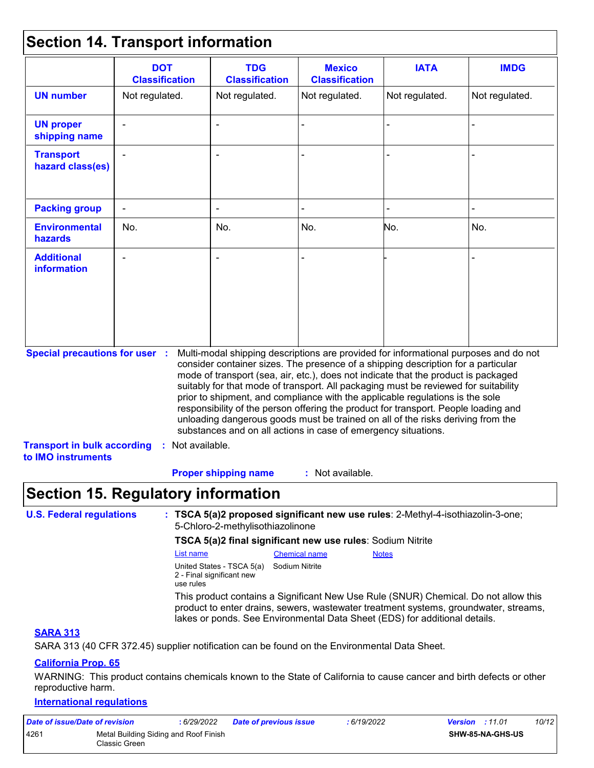## Section 14. Transport information

| | DOT Classification | TDG Classification | Mexico Classification | IATA | IMDG |
|---|---|---|---|---|---|
| **UN number** | Not regulated. | Not regulated. | Not regulated. | Not regulated. | Not regulated. |
| **UN proper shipping name** | - | - | - | - | - |
| **Transport hazard class(es)** | - | - | - | - | - |
| **Packing group** | - | - | - | - | - |
| **Environmental hazards** | No. | No. | No. | No. | No. |
| **Additional information** | - | - | - | - | - |

**Special precautions for user** : Multi-modal shipping descriptions are provided for informational purposes and do not consider container sizes. The presence of a shipping description for a particular mode of transport (sea, air, etc.), does not indicate that the product is packaged suitably for that mode of transport. All packaging must be reviewed for suitability prior to shipment, and compliance with the applicable regulations is the sole responsibility of the person offering the product for transport. People loading and unloading dangerous goods must be trained on all of the risks deriving from the substances and on all actions in case of emergency situations.

**Transport in bulk according to IMO instruments** : Not available.

**Proper shipping name** : Not available.

## Section 15. Regulatory information

**U.S. Federal regulations** : **TSCA 5(a)2 proposed significant new use rules**: 2-Methyl-4-isothiazolin-3-one; 5-Chloro-2-methylisothiazolinone

**TSCA 5(a)2 final significant new use rules**: Sodium Nitrite

| List name | Chemical name | Notes |
|---|---|---|
| United States - TSCA 5(a) 2 - Final significant new use rules | Sodium Nitrite | |

This product contains a Significant New Use Rule (SNUR) Chemical. Do not allow this product to enter drains, sewers, wastewater treatment systems, groundwater, streams, lakes or ponds. See Environmental Data Sheet (EDS) for additional details.

### SARA 313

SARA 313 (40 CFR 372.45) supplier notification can be found on the Environmental Data Sheet.

### California Prop. 65

WARNING: This product contains chemicals known to the State of California to cause cancer and birth defects or other reproductive harm.

### International regulations

*Date of issue/Date of revision* : 6/29/2022 *Date of previous issue* : 6/19/2022 *Version* : 11.01

4261 Metal Building Siding and Roof Finish Classic Green SHW-85-NA-GHS-US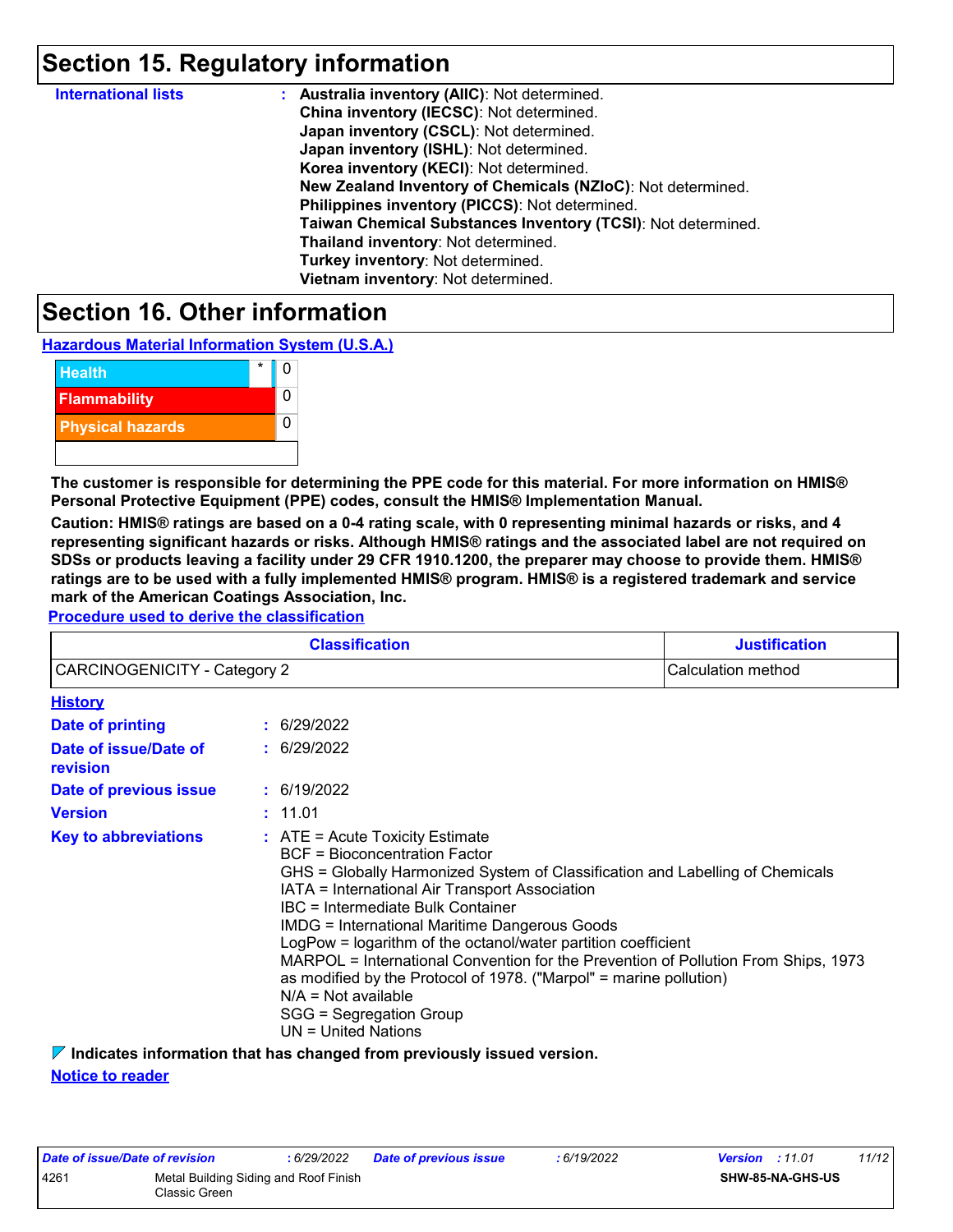# Section 15. Regulatory information

**International lists** : **Australia inventory (AIIC)**: Not determined.
**China inventory (IECSC)**: Not determined.
**Japan inventory (CSCL)**: Not determined.
**Japan inventory (ISHL)**: Not determined.
**Korea inventory (KECI)**: Not determined.
**New Zealand Inventory of Chemicals (NZIoC)**: Not determined.
**Philippines inventory (PICCS)**: Not determined.
**Taiwan Chemical Substances Inventory (TCSI)**: Not determined.
**Thailand inventory**: Not determined.
**Turkey inventory**: Not determined.
**Vietnam inventory**: Not determined.

# Section 16. Other information

**Hazardous Material Information System (U.S.A.)**

| | | |
|---|---|---|
| Health | * | 0 |
| Flammability | | 0 |
| Physical hazards | | 0 |
| | | |

**The customer is responsible for determining the PPE code for this material. For more information on HMIS® Personal Protective Equipment (PPE) codes, consult the HMIS® Implementation Manual.**

**Caution: HMIS® ratings are based on a 0-4 rating scale, with 0 representing minimal hazards or risks, and 4 representing significant hazards or risks. Although HMIS® ratings and the associated label are not required on SDSs or products leaving a facility under 29 CFR 1910.1200, the preparer may choose to provide them. HMIS® ratings are to be used with a fully implemented HMIS® program. HMIS® is a registered trademark and service mark of the American Coatings Association, Inc.**

**Procedure used to derive the classification**

| Classification | Justification |
|---|---|
| CARCINOGENICITY - Category 2 | Calculation method |

**History**

**Date of printing** : 6/29/2022

**Date of issue/Date of revision** : 6/29/2022

**Date of previous issue** : 6/19/2022

**Version** : 11.01

**Key to abbreviations** : ATE = Acute Toxicity Estimate
BCF = Bioconcentration Factor
GHS = Globally Harmonized System of Classification and Labelling of Chemicals
IATA = International Air Transport Association
IBC = Intermediate Bulk Container
IMDG = International Maritime Dangerous Goods
LogPow = logarithm of the octanol/water partition coefficient
MARPOL = International Convention for the Prevention of Pollution From Ships, 1973 as modified by the Protocol of 1978. ("Marpol" = marine pollution)
N/A = Not available
SGG = Segregation Group
UN = United Nations

**Indicates information that has changed from previously issued version.**

**Notice to reader**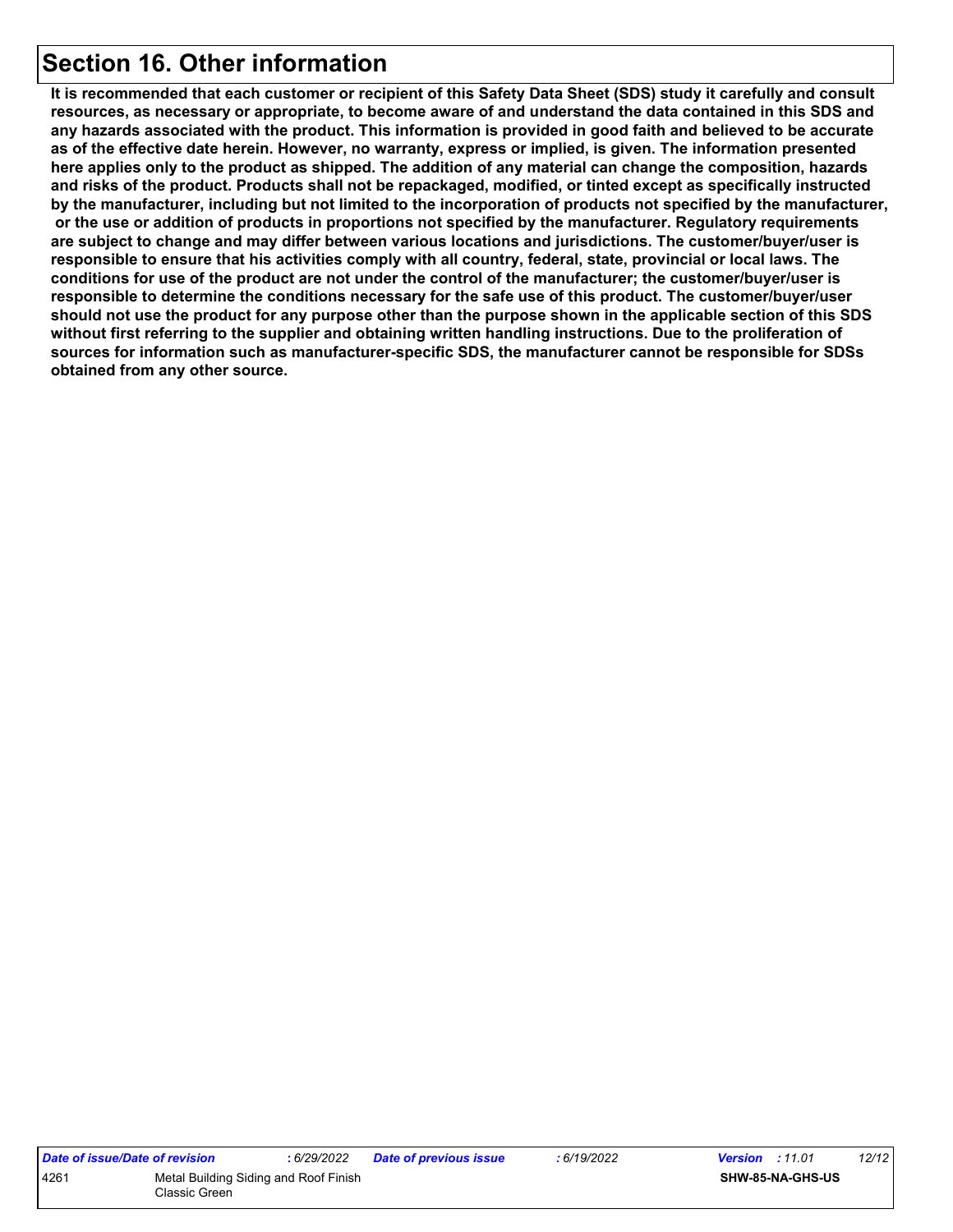# Section 16. Other information

**It is recommended that each customer or recipient of this Safety Data Sheet (SDS) study it carefully and consult resources, as necessary or appropriate, to become aware of and understand the data contained in this SDS and any hazards associated with the product. This information is provided in good faith and believed to be accurate as of the effective date herein. However, no warranty, express or implied, is given. The information presented here applies only to the product as shipped. The addition of any material can change the composition, hazards and risks of the product. Products shall not be repackaged, modified, or tinted except as specifically instructed by the manufacturer, including but not limited to the incorporation of products not specified by the manufacturer, or the use or addition of products in proportions not specified by the manufacturer. Regulatory requirements are subject to change and may differ between various locations and jurisdictions. The customer/buyer/user is responsible to ensure that his activities comply with all country, federal, state, provincial or local laws. The conditions for use of the product are not under the control of the manufacturer; the customer/buyer/user is responsible to determine the conditions necessary for the safe use of this product. The customer/buyer/user should not use the product for any purpose other than the purpose shown in the applicable section of this SDS without first referring to the supplier and obtaining written handling instructions. Due to the proliferation of sources for information such as manufacturer-specific SDS, the manufacturer cannot be responsible for SDSs obtained from any other source.**